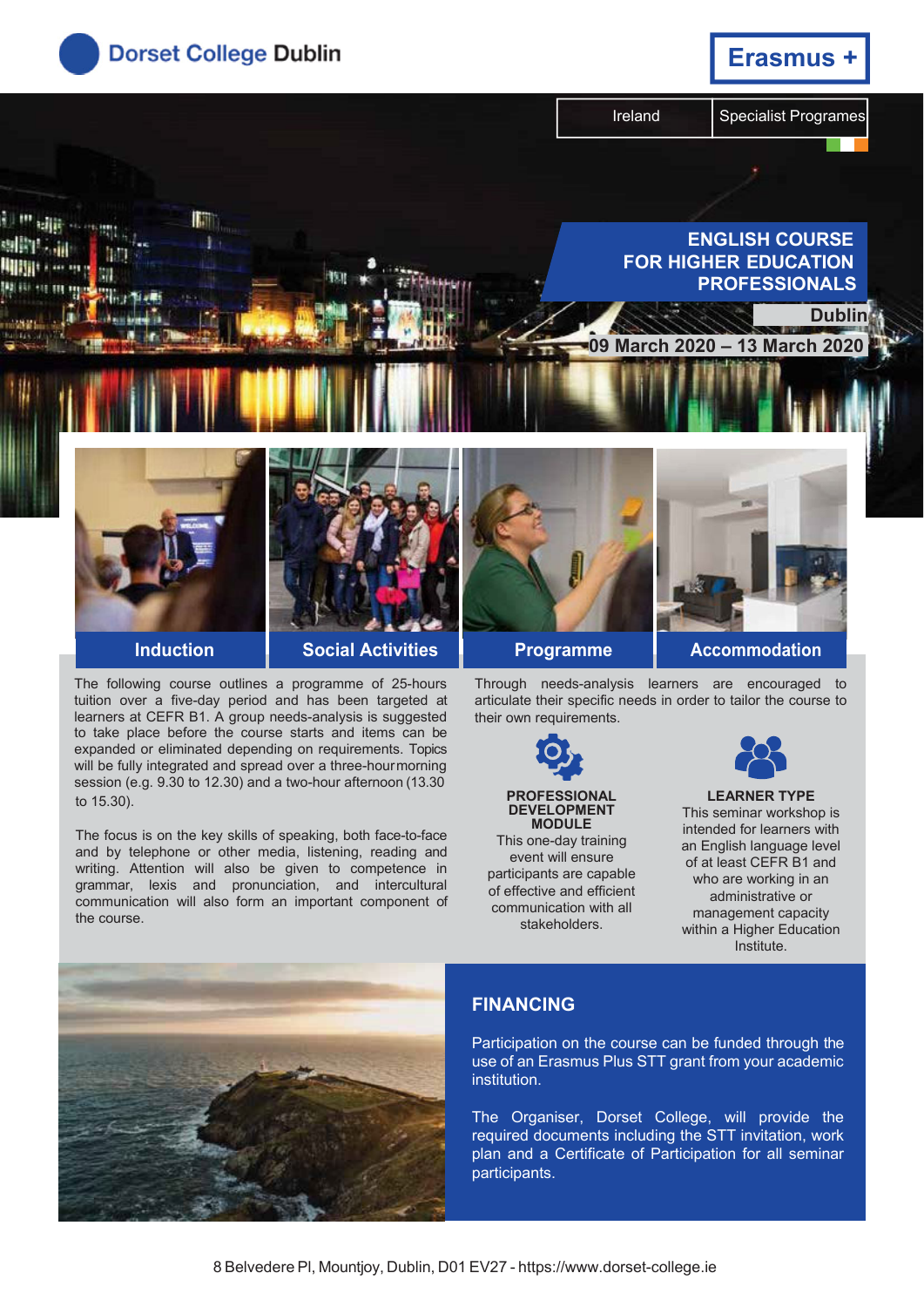Dorset College Dublin

Erasmus +

Ireland | Specialist Programes

# ENGLISH COURSE FOR HIGHER EDUCATION PROFESSIONALS

**Dublin**

**09 March 2020 – 13 March 2020**

**Induction** | **Social Activities** | **Programme** | **Accommodation**

The following course outlines a programme of 25-hours tuition over a five-day period and has been targeted at learners at CEFR B1. A group needs-analysis is suggested to take place before the course starts and items can be expanded or eliminated depending on requirements. Topics will be fully integrated and spread over a three-hour morning session (e.g. 9.30 to 12.30) and a two-hour afternoon (13.30 to 15.30).

The focus is on the key skills of speaking, both face-to-face and by telephone or other media, listening, reading and writing. Attention will also be given to competence in grammar, lexis and pronunciation, and intercultural communication will also form an important component of the course.

Through needs-analysis learners are encouraged to articulate their specific needs in order to tailor the course to their own requirements.

**PROFESSIONAL DEVELOPMENT MODULE**

This one-day training event will ensure participants are capable of effective and efficient communication with all stakeholders.

**LEARNER TYPE**

This seminar workshop is intended for learners with an English language level of at least CEFR B1 and who are working in an administrative or management capacity within a Higher Education Institute.

## FINANCING

Participation on the course can be funded through the use of an Erasmus Plus STT grant from your academic institution.

The Organiser, Dorset College, will provide the required documents including the STT invitation, work plan and a Certificate of Participation for all seminar participants.

8 Belvedere Pl, Mountjoy, Dublin, D01 EV27 - https://www.dorset-college.ie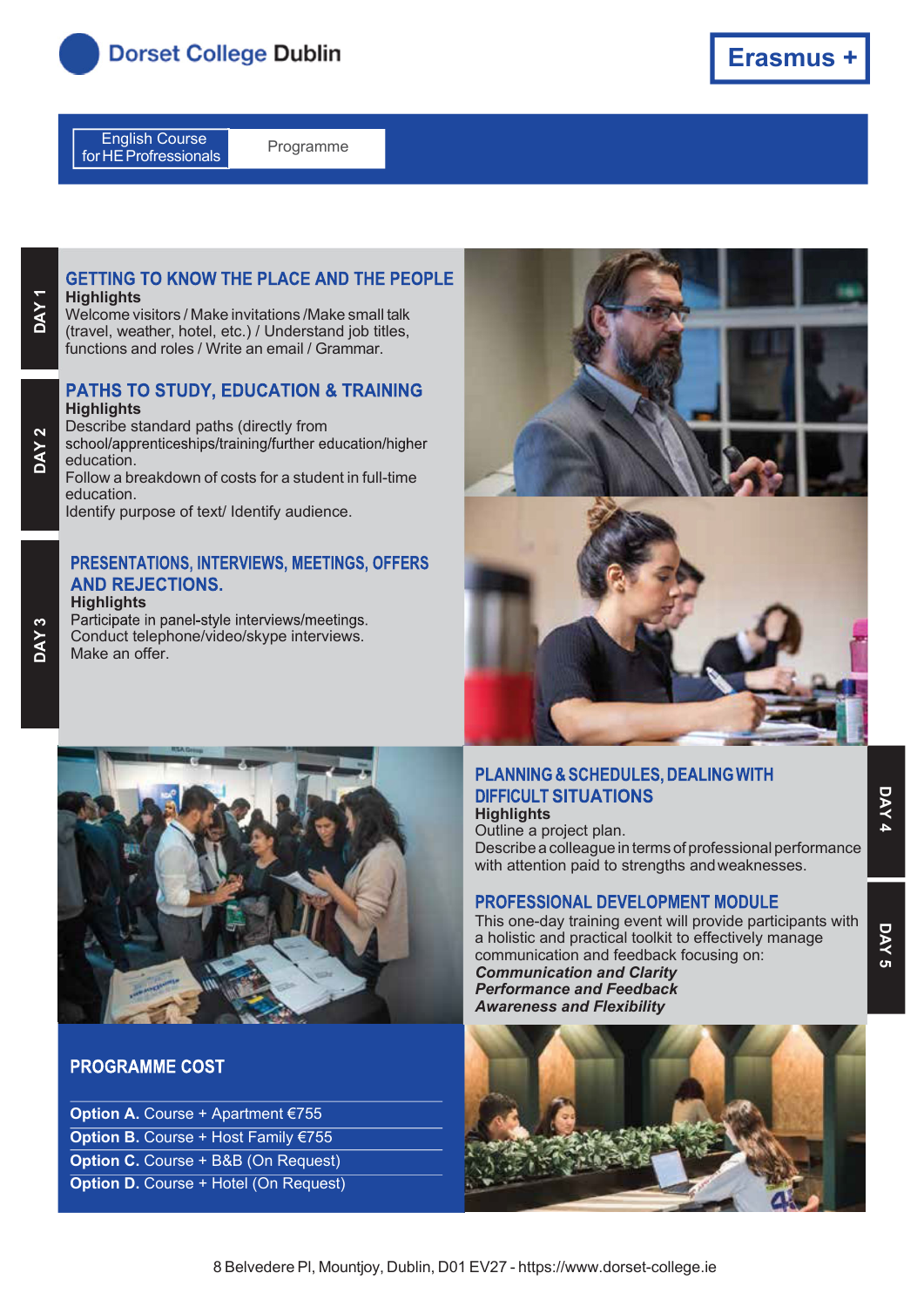Dorset College Dublin

Erasmus +

English Course for HE Professionals

Programme

DAY 1

## GETTING TO KNOW THE PLACE AND THE PEOPLE

**Highlights**

Welcome visitors / Make invitations /Make small talk (travel, weather, hotel, etc.) / Understand job titles, functions and roles / Write an email / Grammar.

DAY 2

## PATHS TO STUDY, EDUCATION & TRAINING

**Highlights**

Describe standard paths (directly from school/apprenticeships/training/further education/higher education.

Follow a breakdown of costs for a student in full-time education.

Identify purpose of text/ Identify audience.

DAY 3

## PRESENTATIONS, INTERVIEWS, MEETINGS, OFFERS AND REJECTIONS.

**Highlights**

Participate in panel-style interviews/meetings.

Conduct telephone/video/skype interviews.

Make an offer.

DAY 4

## PLANNING & SCHEDULES, DEALING WITH DIFFICULT SITUATIONS

**Highlights**

Outline a project plan.

Describe a colleague in terms of professional performance with attention paid to strengths and weaknesses.

DAY 5

## PROFESSIONAL DEVELOPMENT MODULE

This one-day training event will provide participants with a holistic and practical toolkit to effectively manage communication and feedback focusing on:

***Communication and Clarity***

***Performance and Feedback***

***Awareness and Flexibility***

## PROGRAMME COST

**Option A.** Course + Apartment €755

**Option B.** Course + Host Family €755

**Option C.** Course + B&B (On Request)

**Option D.** Course + Hotel (On Request)

8 Belvedere Pl, Mountjoy, Dublin, D01 EV27 - https://www.dorset-college.ie